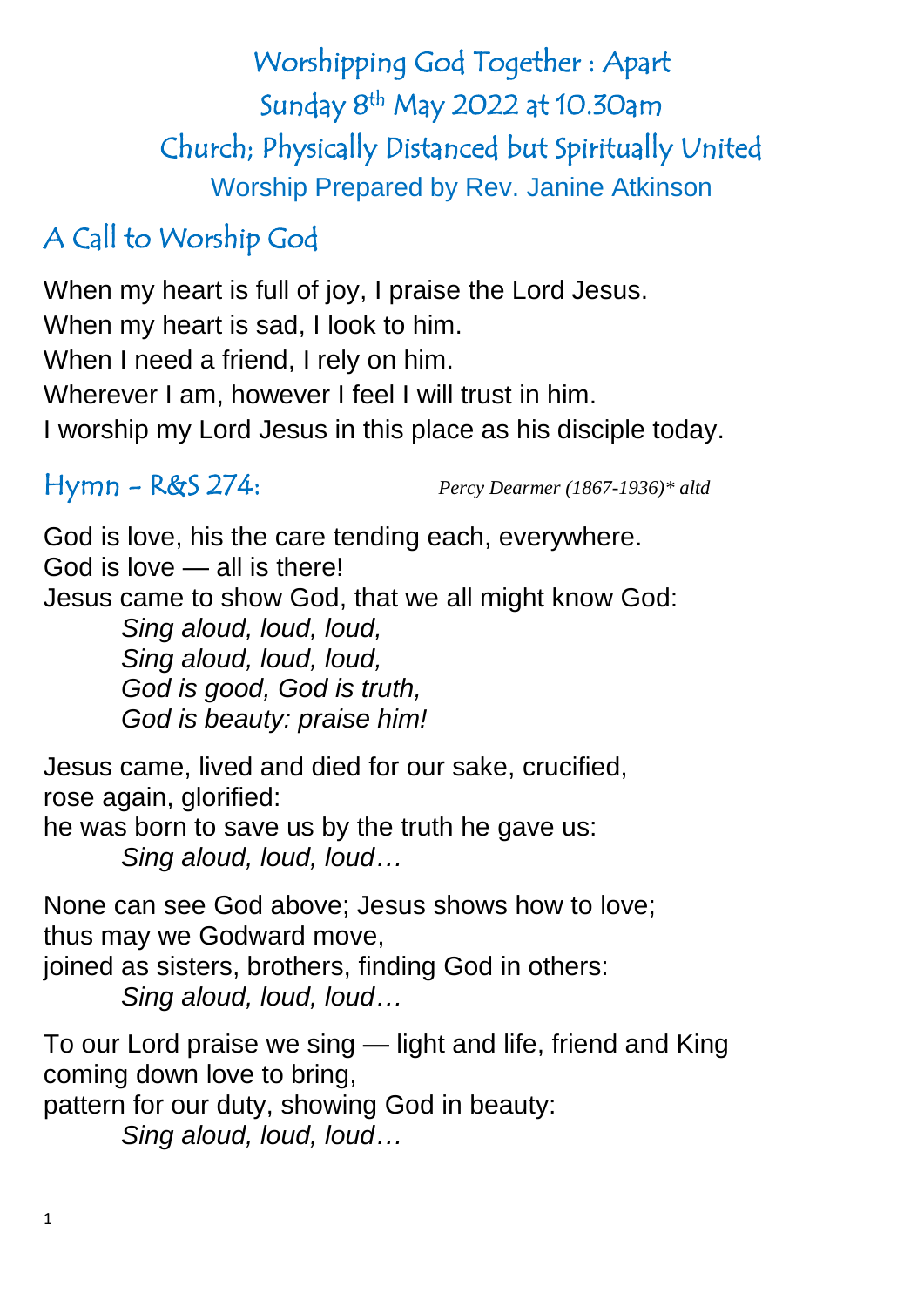# Worshipping God Together : Apart

## Sunday 8th May 2022 at 10.30am

## Church; Physically Distanced but Spiritually United

### Worship Prepared by Rev. Janine Atkinson

## A Call to Worship God

When my heart is full of joy, I praise the Lord Jesus.
When my heart is sad, I look to him.
When I need a friend, I rely on him.
Wherever I am, however I feel I will trust in him.
I worship my Lord Jesus in this place as his disciple today.

## Hymn - R&S 274:

*Percy Dearmer (1867-1936)\* altd*

God is love, his the care tending each, everywhere.
God is love — all is there!
Jesus came to show God, that we all might know God:

> *Sing aloud, loud, loud,*
> *Sing aloud, loud, loud,*
> *God is good, God is truth,*
> *God is beauty: praise him!*

Jesus came, lived and died for our sake, crucified,
rose again, glorified:
he was born to save us by the truth he gave us:

> *Sing aloud, loud, loud…*

None can see God above; Jesus shows how to love;
thus may we Godward move,
joined as sisters, brothers, finding God in others:

> *Sing aloud, loud, loud…*

To our Lord praise we sing — light and life, friend and King
coming down love to bring,
pattern for our duty, showing God in beauty:

> *Sing aloud, loud, loud…*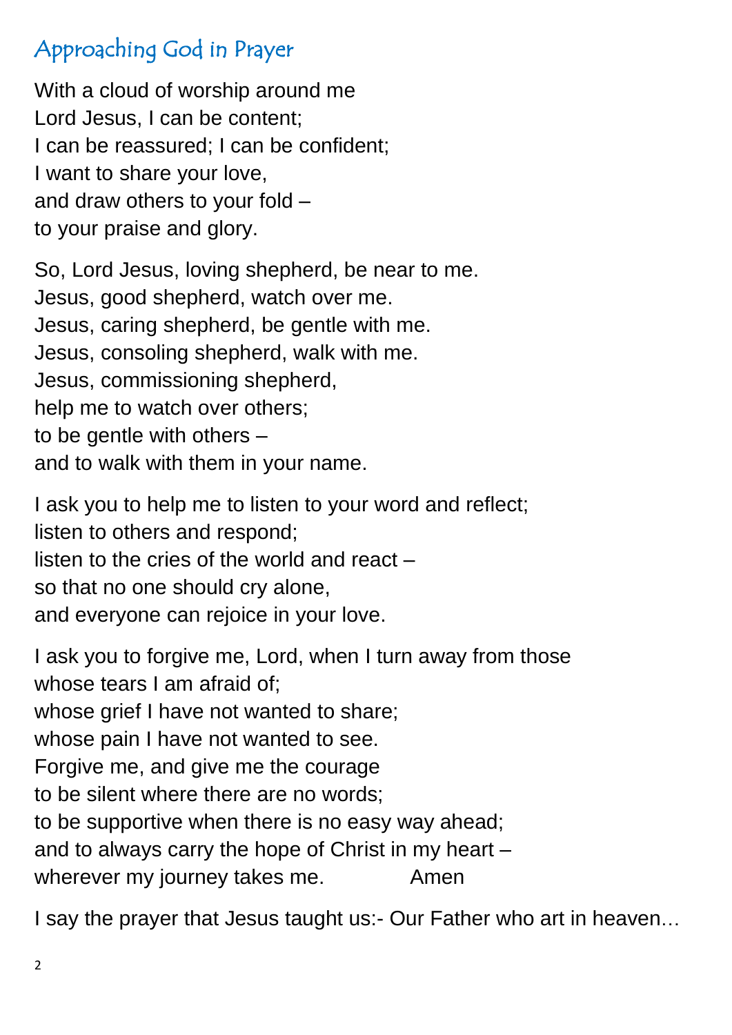## Approaching God in Prayer

With a cloud of worship around me
Lord Jesus, I can be content;
I can be reassured; I can be confident;
I want to share your love,
and draw others to your fold –
to your praise and glory.

So, Lord Jesus, loving shepherd, be near to me.
Jesus, good shepherd, watch over me.
Jesus, caring shepherd, be gentle with me.
Jesus, consoling shepherd, walk with me.
Jesus, commissioning shepherd,
help me to watch over others;
to be gentle with others –
and to walk with them in your name.

I ask you to help me to listen to your word and reflect;
listen to others and respond;
listen to the cries of the world and react –
so that no one should cry alone,
and everyone can rejoice in your love.

I ask you to forgive me, Lord, when I turn away from those
whose tears I am afraid of;
whose grief I have not wanted to share;
whose pain I have not wanted to see.
Forgive me, and give me the courage
to be silent where there are no words;
to be supportive when there is no easy way ahead;
and to always carry the hope of Christ in my heart –
wherever my journey takes me. Amen

I say the prayer that Jesus taught us:- Our Father who art in heaven…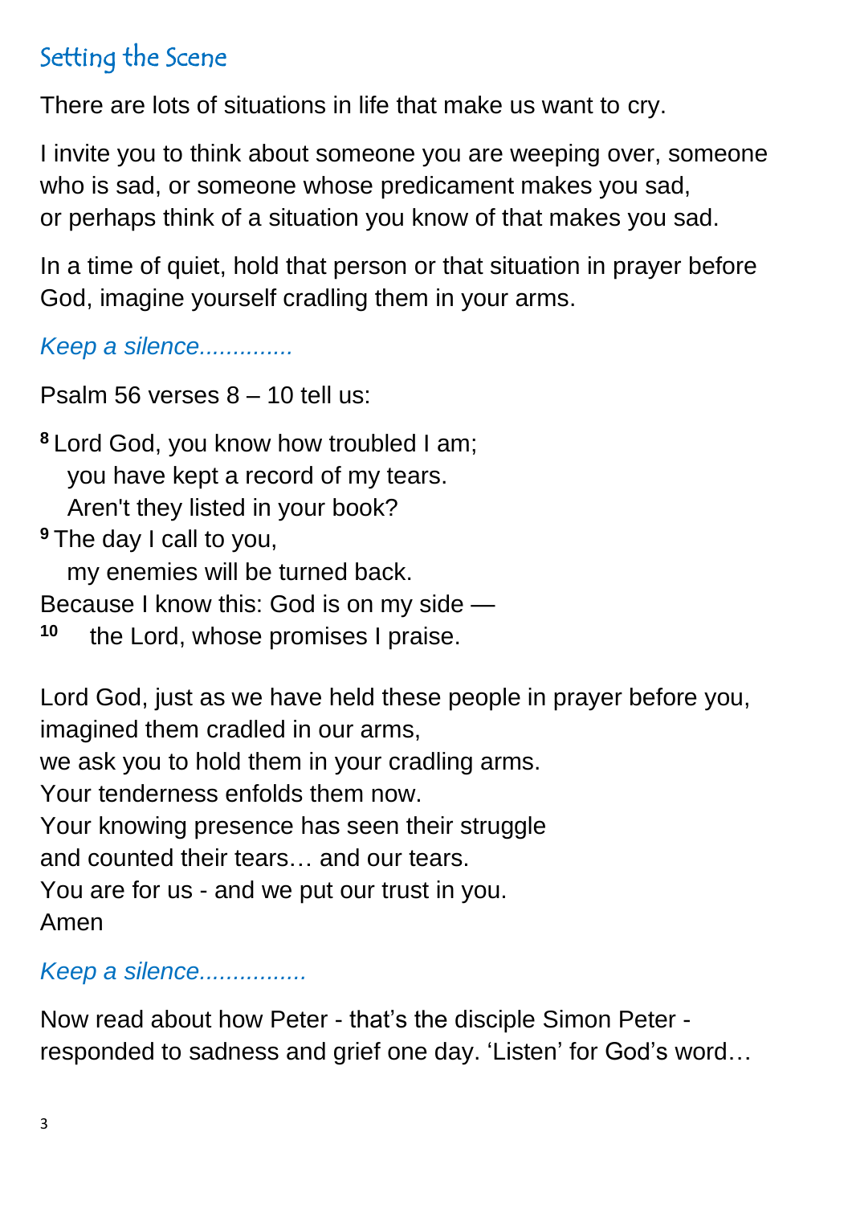## Setting the Scene

There are lots of situations in life that make us want to cry.

I invite you to think about someone you are weeping over, someone who is sad, or someone whose predicament makes you sad, or perhaps think of a situation you know of that makes you sad.

In a time of quiet, hold that person or that situation in prayer before God, imagine yourself cradling them in your arms.

*Keep a silence..............*

Psalm 56 verses 8 – 10 tell us:

**8** Lord God, you know how troubled I am;
  you have kept a record of my tears.
  Aren't they listed in your book?
**9** The day I call to you,
  my enemies will be turned back.
Because I know this: God is on my side —
**10**  the Lord, whose promises I praise.

Lord God, just as we have held these people in prayer before you,
imagined them cradled in our arms,
we ask you to hold them in your cradling arms.
Your tenderness enfolds them now.
Your knowing presence has seen their struggle
and counted their tears… and our tears.
You are for us - and we put our trust in you.
Amen

*Keep a silence................*

Now read about how Peter - that's the disciple Simon Peter - responded to sadness and grief one day. 'Listen' for God's word…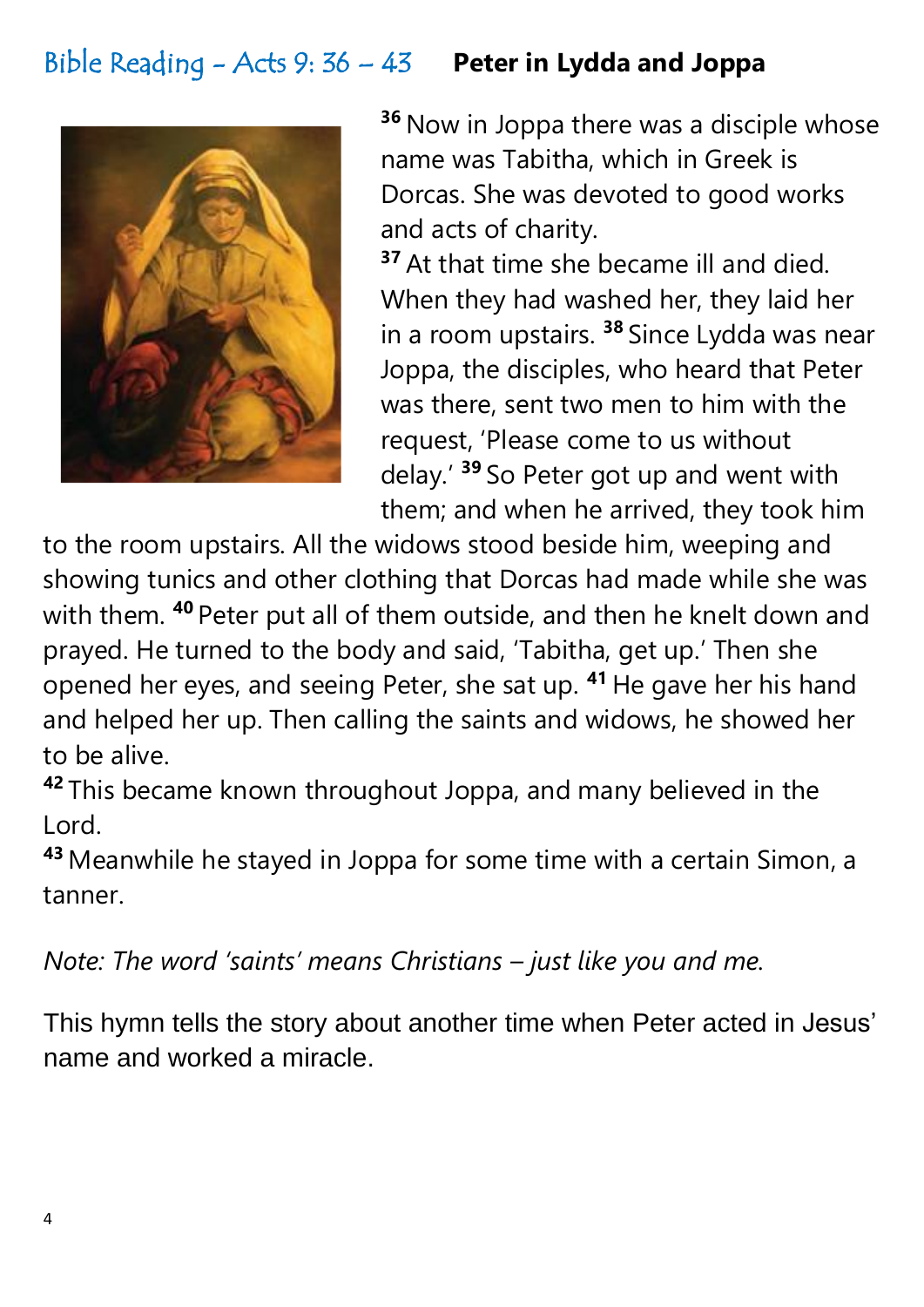## Bible Reading - Acts 9: 36 – 43 **Peter in Lydda and Joppa**

**36** Now in Joppa there was a disciple whose name was Tabitha, which in Greek is Dorcas. She was devoted to good works and acts of charity.

**37** At that time she became ill and died. When they had washed her, they laid her in a room upstairs. **38** Since Lydda was near Joppa, the disciples, who heard that Peter was there, sent two men to him with the request, 'Please come to us without delay.' **39** So Peter got up and went with them; and when he arrived, they took him to the room upstairs. All the widows stood beside him, weeping and showing tunics and other clothing that Dorcas had made while she was with them. **40** Peter put all of them outside, and then he knelt down and prayed. He turned to the body and said, 'Tabitha, get up.' Then she opened her eyes, and seeing Peter, she sat up. **41** He gave her his hand and helped her up. Then calling the saints and widows, he showed her to be alive.

**42** This became known throughout Joppa, and many believed in the Lord.

**43** Meanwhile he stayed in Joppa for some time with a certain Simon, a tanner.

*Note: The word 'saints' means Christians – just like you and me.*

This hymn tells the story about another time when Peter acted in Jesus' name and worked a miracle.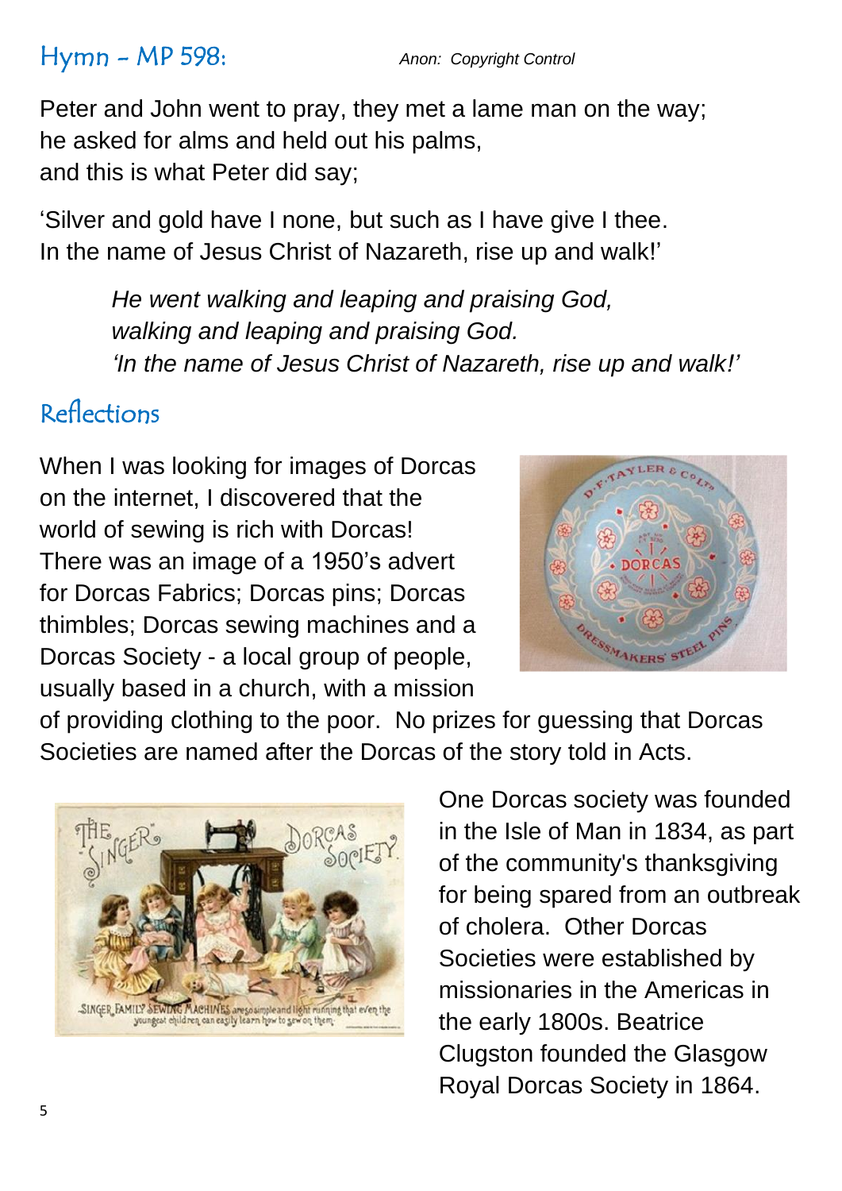## Hymn - MP 598:

*Anon: Copyright Control*

Peter and John went to pray, they met a lame man on the way;
he asked for alms and held out his palms,
and this is what Peter did say;

'Silver and gold have I none, but such as I have give I thee.
In the name of Jesus Christ of Nazareth, rise up and walk!'

*He went walking and leaping and praising God,*
*walking and leaping and praising God.*
*'In the name of Jesus Christ of Nazareth, rise up and walk!'*

## Reflections

When I was looking for images of Dorcas on the internet, I discovered that the world of sewing is rich with Dorcas! There was an image of a 1950's advert for Dorcas Fabrics; Dorcas pins; Dorcas thimbles; Dorcas sewing machines and a Dorcas Society - a local group of people, usually based in a church, with a mission of providing clothing to the poor. No prizes for guessing that Dorcas Societies are named after the Dorcas of the story told in Acts.

One Dorcas society was founded in the Isle of Man in 1834, as part of the community's thanksgiving for being spared from an outbreak of cholera. Other Dorcas Societies were established by missionaries in the Americas in the early 1800s. Beatrice Clugston founded the Glasgow Royal Dorcas Society in 1864.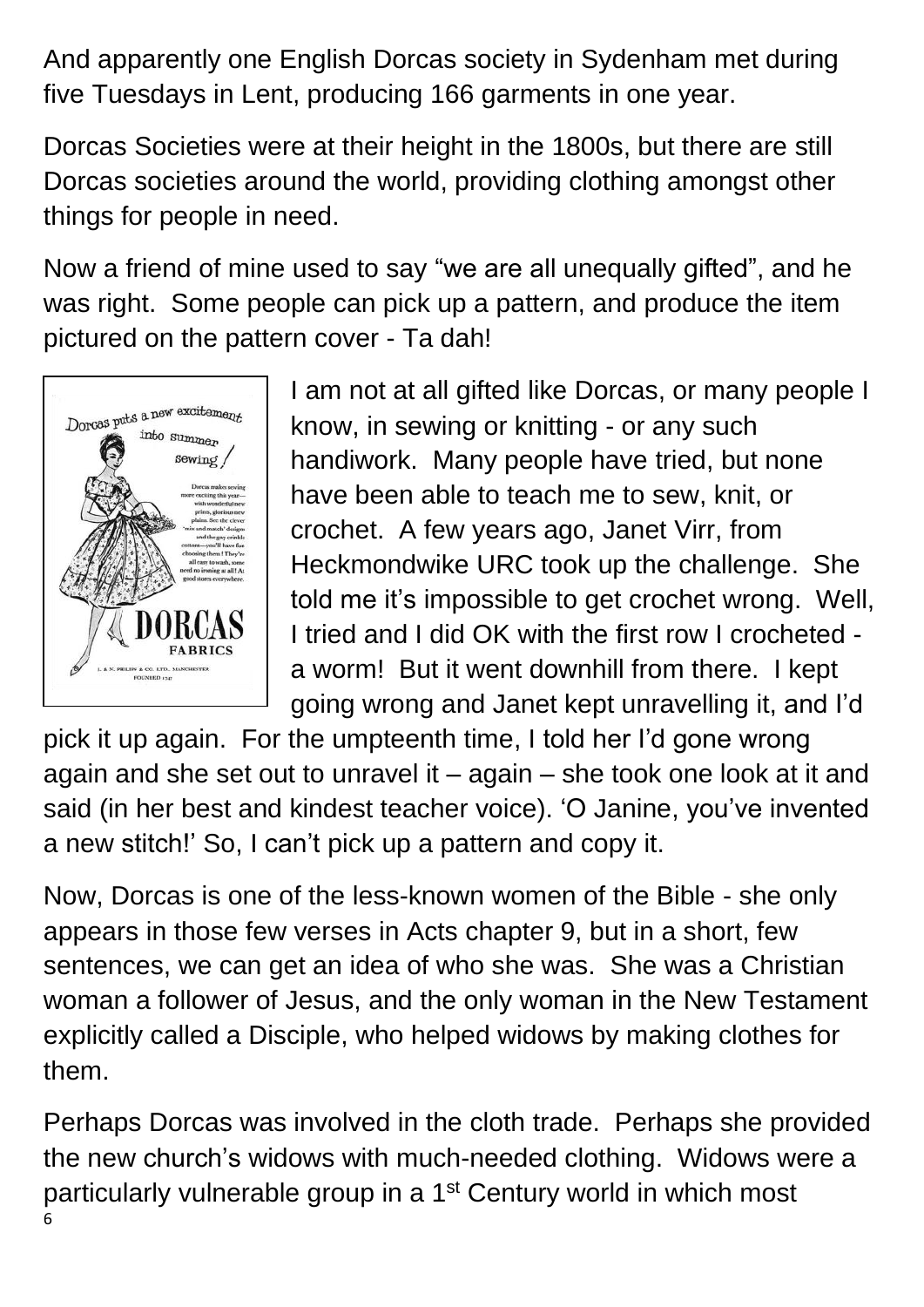And apparently one English Dorcas society in Sydenham met during five Tuesdays in Lent, producing 166 garments in one year.

Dorcas Societies were at their height in the 1800s, but there are still Dorcas societies around the world, providing clothing amongst other things for people in need.

Now a friend of mine used to say "we are all unequally gifted", and he was right. Some people can pick up a pattern, and produce the item pictured on the pattern cover - Ta dah!

I am not at all gifted like Dorcas, or many people I know, in sewing or knitting - or any such handiwork. Many people have tried, but none have been able to teach me to sew, knit, or crochet. A few years ago, Janet Virr, from Heckmondwike URC took up the challenge. She told me it's impossible to get crochet wrong. Well, I tried and I did OK with the first row I crocheted - a worm! But it went downhill from there. I kept going wrong and Janet kept unravelling it, and I'd pick it up again. For the umpteenth time, I told her I'd gone wrong again and she set out to unravel it – again – she took one look at it and said (in her best and kindest teacher voice). 'O Janine, you've invented a new stitch!' So, I can't pick up a pattern and copy it.

Now, Dorcas is one of the less-known women of the Bible - she only appears in those few verses in Acts chapter 9, but in a short, few sentences, we can get an idea of who she was. She was a Christian woman a follower of Jesus, and the only woman in the New Testament explicitly called a Disciple, who helped widows by making clothes for them.

Perhaps Dorcas was involved in the cloth trade. Perhaps she provided the new church's widows with much-needed clothing. Widows were a particularly vulnerable group in a 1st Century world in which most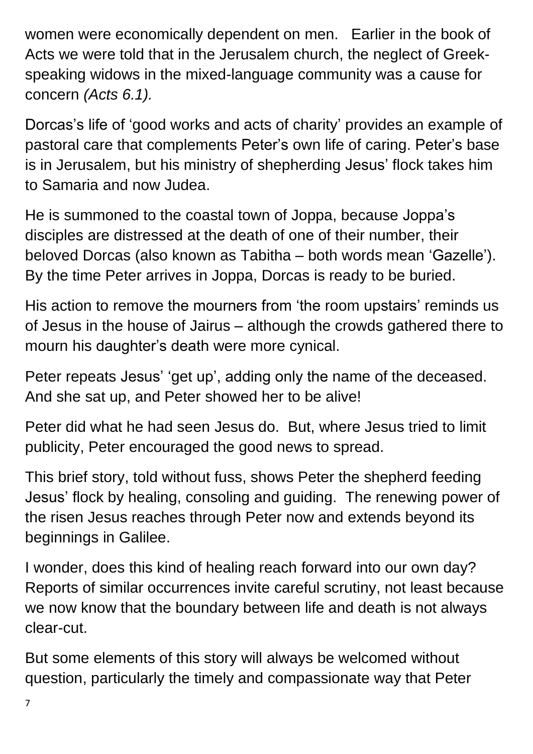women were economically dependent on men.   Earlier in the book of Acts we were told that in the Jerusalem church, the neglect of Greek-speaking widows in the mixed-language community was a cause for concern *(Acts 6.1).*

Dorcas's life of 'good works and acts of charity' provides an example of pastoral care that complements Peter's own life of caring. Peter's base is in Jerusalem, but his ministry of shepherding Jesus' flock takes him to Samaria and now Judea.

He is summoned to the coastal town of Joppa, because Joppa's disciples are distressed at the death of one of their number, their beloved Dorcas (also known as Tabitha – both words mean 'Gazelle'). By the time Peter arrives in Joppa, Dorcas is ready to be buried.

His action to remove the mourners from 'the room upstairs' reminds us of Jesus in the house of Jairus – although the crowds gathered there to mourn his daughter's death were more cynical.

Peter repeats Jesus' 'get up', adding only the name of the deceased. And she sat up, and Peter showed her to be alive!

Peter did what he had seen Jesus do.  But, where Jesus tried to limit publicity, Peter encouraged the good news to spread.

This brief story, told without fuss, shows Peter the shepherd feeding Jesus' flock by healing, consoling and guiding.  The renewing power of the risen Jesus reaches through Peter now and extends beyond its beginnings in Galilee.

I wonder, does this kind of healing reach forward into our own day? Reports of similar occurrences invite careful scrutiny, not least because we now know that the boundary between life and death is not always clear-cut.

But some elements of this story will always be welcomed without question, particularly the timely and compassionate way that Peter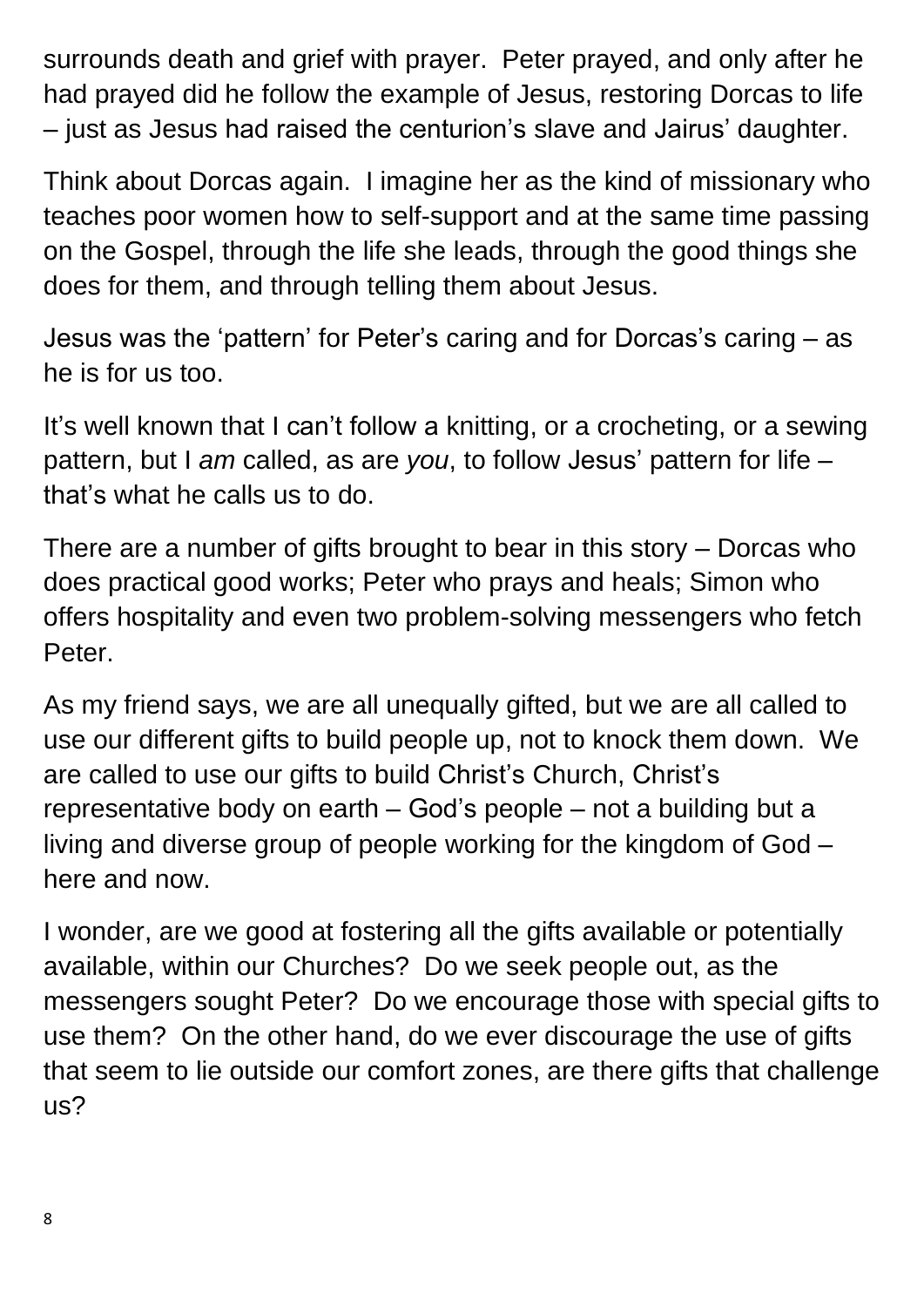surrounds death and grief with prayer. Peter prayed, and only after he had prayed did he follow the example of Jesus, restoring Dorcas to life – just as Jesus had raised the centurion's slave and Jairus' daughter.

Think about Dorcas again. I imagine her as the kind of missionary who teaches poor women how to self-support and at the same time passing on the Gospel, through the life she leads, through the good things she does for them, and through telling them about Jesus.

Jesus was the 'pattern' for Peter's caring and for Dorcas's caring – as he is for us too.

It's well known that I can't follow a knitting, or a crocheting, or a sewing pattern, but I *am* called, as are *you*, to follow Jesus' pattern for life – that's what he calls us to do.

There are a number of gifts brought to bear in this story – Dorcas who does practical good works; Peter who prays and heals; Simon who offers hospitality and even two problem-solving messengers who fetch Peter.

As my friend says, we are all unequally gifted, but we are all called to use our different gifts to build people up, not to knock them down. We are called to use our gifts to build Christ's Church, Christ's representative body on earth – God's people – not a building but a living and diverse group of people working for the kingdom of God – here and now.

I wonder, are we good at fostering all the gifts available or potentially available, within our Churches? Do we seek people out, as the messengers sought Peter? Do we encourage those with special gifts to use them? On the other hand, do we ever discourage the use of gifts that seem to lie outside our comfort zones, are there gifts that challenge us?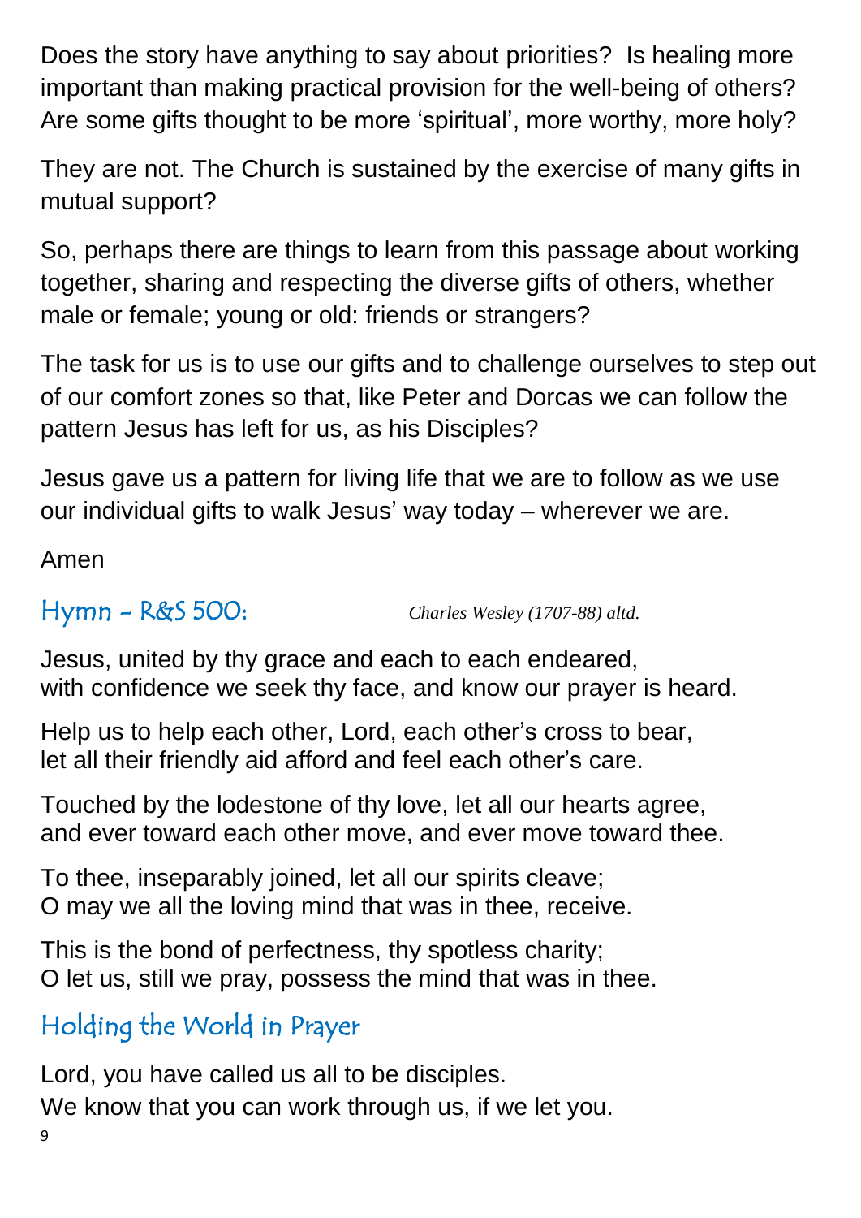Does the story have anything to say about priorities? Is healing more important than making practical provision for the well-being of others? Are some gifts thought to be more 'spiritual', more worthy, more holy?

They are not. The Church is sustained by the exercise of many gifts in mutual support?

So, perhaps there are things to learn from this passage about working together, sharing and respecting the diverse gifts of others, whether male or female; young or old: friends or strangers?

The task for us is to use our gifts and to challenge ourselves to step out of our comfort zones so that, like Peter and Dorcas we can follow the pattern Jesus has left for us, as his Disciples?

Jesus gave us a pattern for living life that we are to follow as we use our individual gifts to walk Jesus' way today – wherever we are.

Amen

## Hymn - R&S 500: *Charles Wesley (1707-88) altd.*

Jesus, united by thy grace and each to each endeared,
with confidence we seek thy face, and know our prayer is heard.

Help us to help each other, Lord, each other's cross to bear,
let all their friendly aid afford and feel each other's care.

Touched by the lodestone of thy love, let all our hearts agree,
and ever toward each other move, and ever move toward thee.

To thee, inseparably joined, let all our spirits cleave;
O may we all the loving mind that was in thee, receive.

This is the bond of perfectness, thy spotless charity;
O let us, still we pray, possess the mind that was in thee.

## Holding the World in Prayer

Lord, you have called us all to be disciples.
We know that you can work through us, if we let you.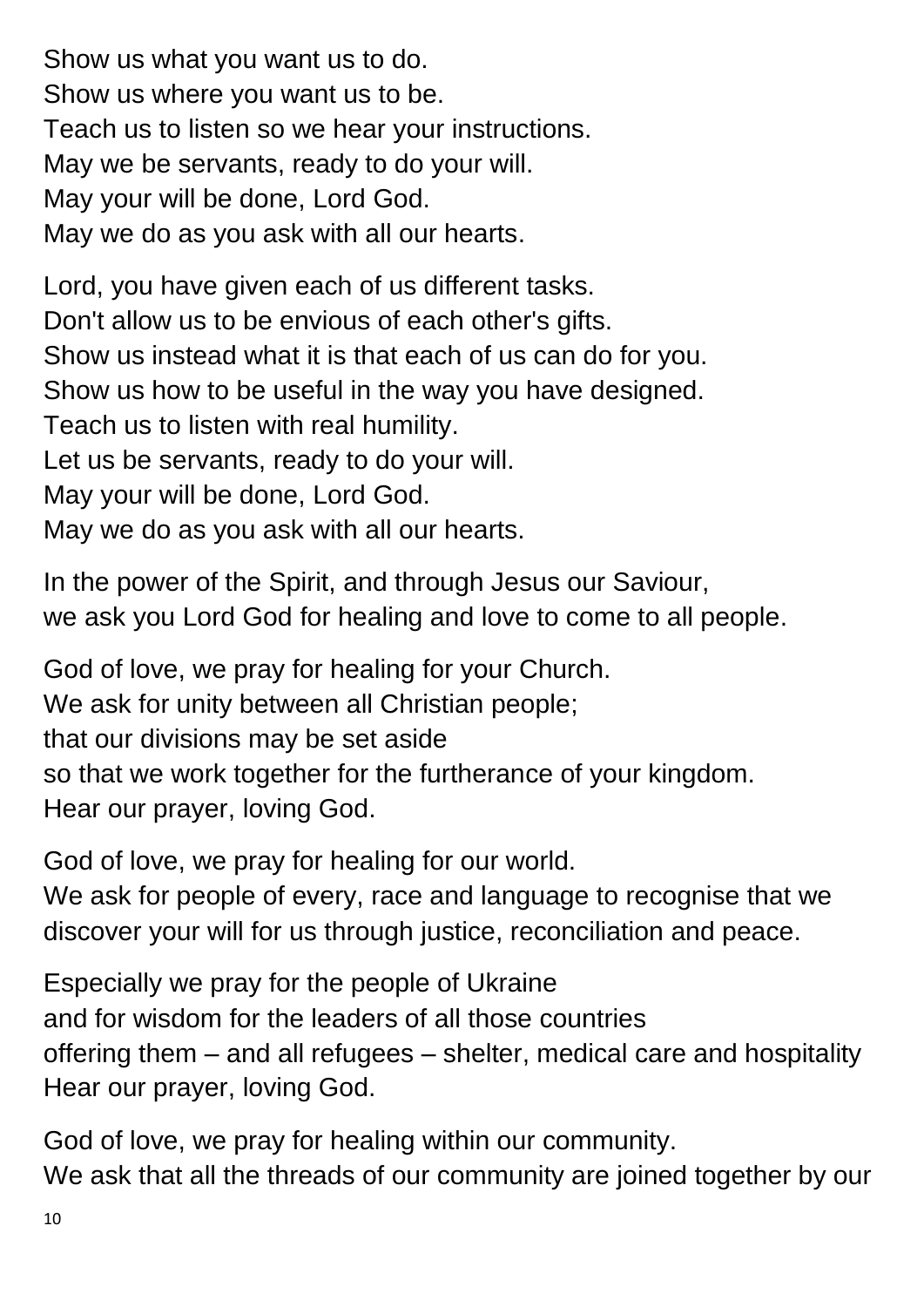Show us what you want us to do.
Show us where you want us to be.
Teach us to listen so we hear your instructions.
May we be servants, ready to do your will.
May your will be done, Lord God.
May we do as you ask with all our hearts.

Lord, you have given each of us different tasks.
Don't allow us to be envious of each other's gifts.
Show us instead what it is that each of us can do for you.
Show us how to be useful in the way you have designed.
Teach us to listen with real humility.
Let us be servants, ready to do your will.
May your will be done, Lord God.
May we do as you ask with all our hearts.

In the power of the Spirit, and through Jesus our Saviour,
we ask you Lord God for healing and love to come to all people.

God of love, we pray for healing for your Church.
We ask for unity between all Christian people;
that our divisions may be set aside
so that we work together for the furtherance of your kingdom.
Hear our prayer, loving God.

God of love, we pray for healing for our world.
We ask for people of every, race and language to recognise that we discover your will for us through justice, reconciliation and peace.

Especially we pray for the people of Ukraine
and for wisdom for the leaders of all those countries
offering them – and all refugees – shelter, medical care and hospitality
Hear our prayer, loving God.

God of love, we pray for healing within our community.
We ask that all the threads of our community are joined together by our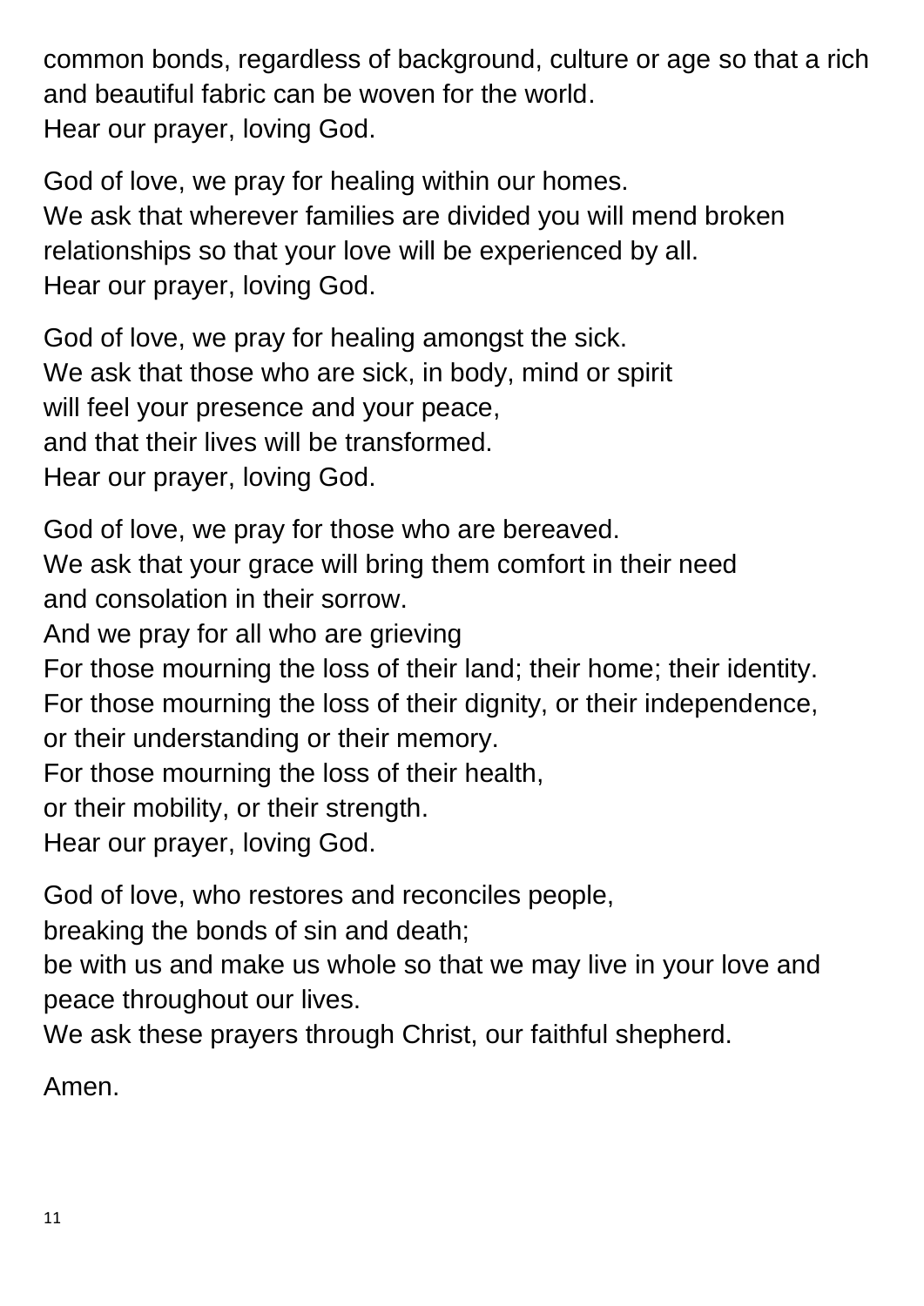common bonds, regardless of background, culture or age so that a rich and beautiful fabric can be woven for the world.
Hear our prayer, loving God.

God of love, we pray for healing within our homes.
We ask that wherever families are divided you will mend broken relationships so that your love will be experienced by all.
Hear our prayer, loving God.

God of love, we pray for healing amongst the sick.
We ask that those who are sick, in body, mind or spirit
will feel your presence and your peace,
and that their lives will be transformed.
Hear our prayer, loving God.

God of love, we pray for those who are bereaved.
We ask that your grace will bring them comfort in their need
and consolation in their sorrow.
And we pray for all who are grieving
For those mourning the loss of their land; their home; their identity.
For those mourning the loss of their dignity, or their independence,
or their understanding or their memory.
For those mourning the loss of their health,
or their mobility, or their strength.
Hear our prayer, loving God.

God of love, who restores and reconciles people,
breaking the bonds of sin and death;
be with us and make us whole so that we may live in your love and peace throughout our lives.
We ask these prayers through Christ, our faithful shepherd.

Amen.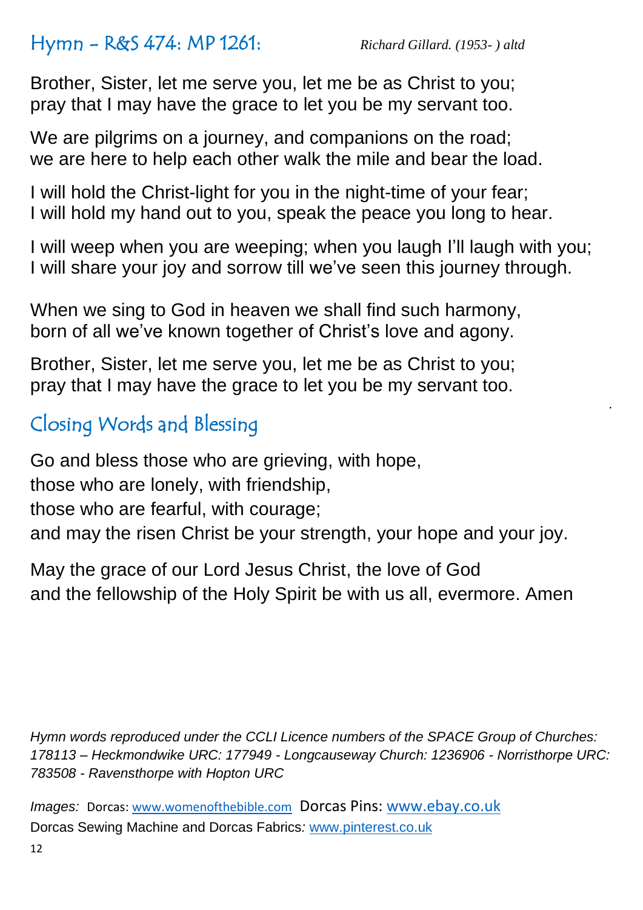## Hymn - R&S 474: MP 1261:

*Richard Gillard. (1953- ) altd*

Brother, Sister, let me serve you, let me be as Christ to you;
pray that I may have the grace to let you be my servant too.

We are pilgrims on a journey, and companions on the road;
we are here to help each other walk the mile and bear the load.

I will hold the Christ-light for you in the night-time of your fear;
I will hold my hand out to you, speak the peace you long to hear.

I will weep when you are weeping; when you laugh I'll laugh with you;
I will share your joy and sorrow till we've seen this journey through.

When we sing to God in heaven we shall find such harmony,
born of all we've known together of Christ's love and agony.

Brother, Sister, let me serve you, let me be as Christ to you;
pray that I may have the grace to let you be my servant too.

## Closing Words and Blessing

Go and bless those who are grieving, with hope,
those who are lonely, with friendship,
those who are fearful, with courage;
and may the risen Christ be your strength, your hope and your joy.

May the grace of our Lord Jesus Christ, the love of God
and the fellowship of the Holy Spirit be with us all, evermore. Amen

*Hymn words reproduced under the CCLI Licence numbers of the SPACE Group of Churches: 178113 – Heckmondwike URC: 177949 - Longcauseway Church: 1236906 - Norristhorpe URC: 783508 - Ravensthorpe with Hopton URC*

*Images:* Dorcas: www.womenofthebible.com Dorcas Pins: www.ebay.co.uk
Dorcas Sewing Machine and Dorcas Fabrics*:* www.pinterest.co.uk